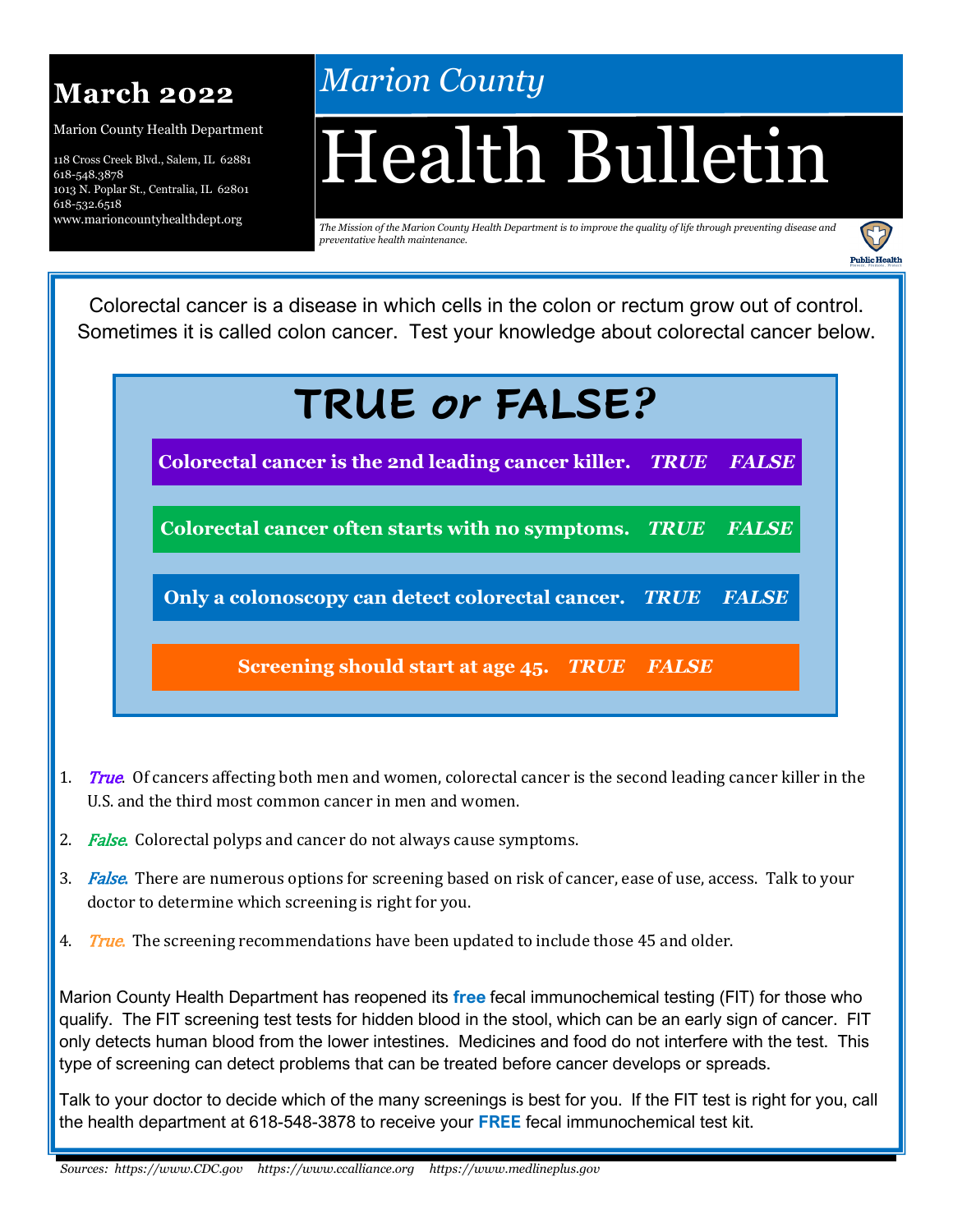**March 2022**

Marion County Health Department

118 Cross Creek Blvd., Salem, IL 62881
618-548.3878
1013 N. Poplar St., Centralia, IL 62801
618-532.6518
www.marioncountyhealthdept.org

*Marion County*

# Health Bulletin

*The Mission of the Marion County Health Department is to improve the quality of life through preventing disease and preventative health maintenance.*

Colorectal cancer is a disease in which cells in the colon or rectum grow out of control. Sometimes it is called colon cancer. Test your knowledge about colorectal cancer below.

## TRUE *or* FALSE?

**Colorectal cancer is the 2nd leading cancer killer.** ***TRUE FALSE***

**Colorectal cancer often starts with no symptoms.** ***TRUE FALSE***

**Only a colonoscopy can detect colorectal cancer.** ***TRUE FALSE***

**Screening should start at age 45.** ***TRUE FALSE***

1. *True*. Of cancers affecting both men and women, colorectal cancer is the second leading cancer killer in the U.S. and the third most common cancer in men and women.
2. *False*. Colorectal polyps and cancer do not always cause symptoms.
3. *False*. There are numerous options for screening based on risk of cancer, ease of use, access. Talk to your doctor to determine which screening is right for you.
4. *True*. The screening recommendations have been updated to include those 45 and older.

Marion County Health Department has reopened its **free** fecal immunochemical testing (FIT) for those who qualify. The FIT screening test tests for hidden blood in the stool, which can be an early sign of cancer. FIT only detects human blood from the lower intestines. Medicines and food do not interfere with the test. This type of screening can detect problems that can be treated before cancer develops or spreads.

Talk to your doctor to decide which of the many screenings is best for you. If the FIT test is right for you, call the health department at 618-548-3878 to receive your **FREE** fecal immunochemical test kit.

*Sources: https://www.CDC.gov https://www.ccalliance.org https://www.medlineplus.gov*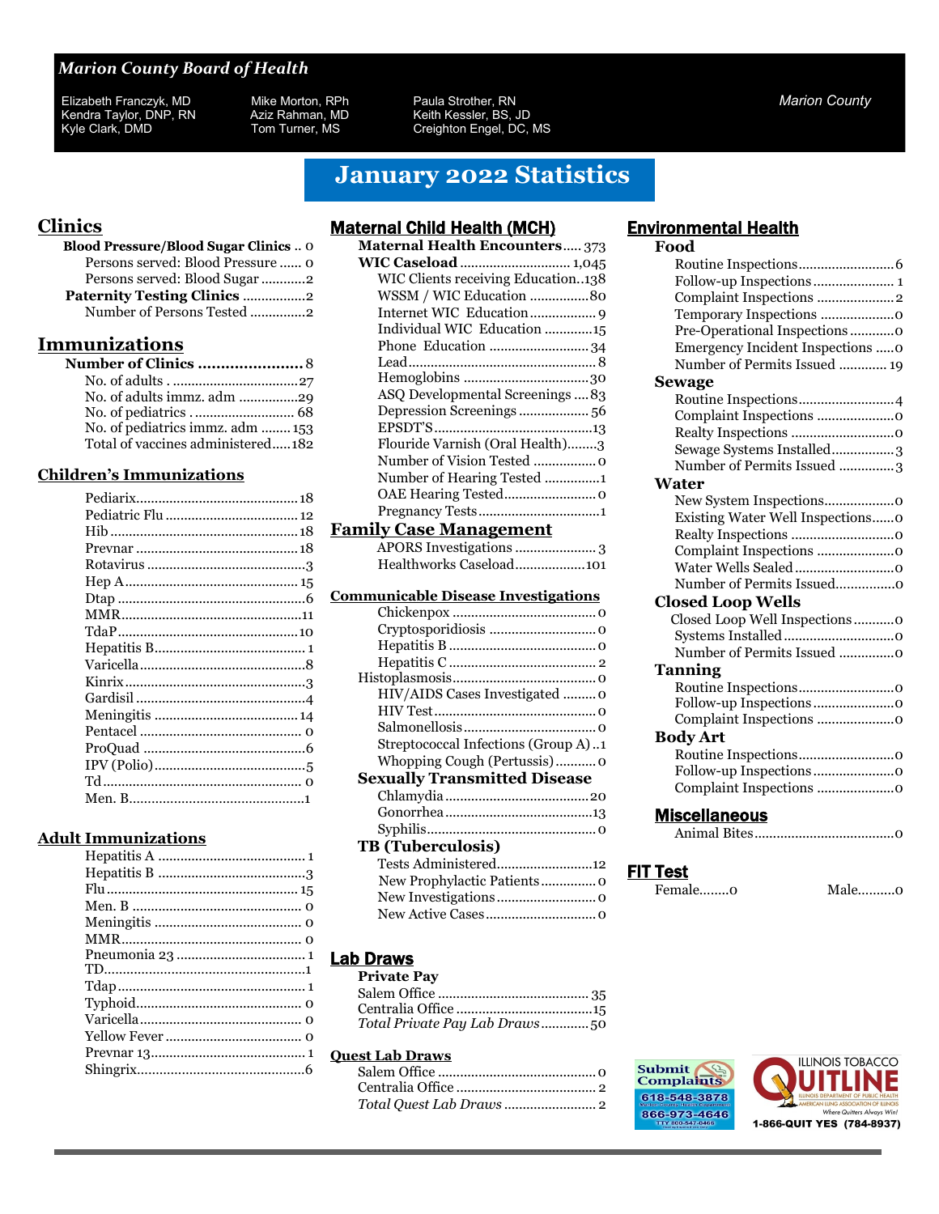*Marion County Board of Health*

Elizabeth Franczyk, MD
Kendra Taylor, DNP, RN
Kyle Clark, DMD

Mike Morton, RPh
Aziz Rahman, MD
Tom Turner, MS

Paula Strother, RN
Keith Kessler, BS, JD
Creighton Engel, DC, MS

*Marion County*

# January 2022 Statistics

## Clinics

**Blood Pressure/Blood Sugar Clinics** .. 0
Persons served: Blood Pressure ...... 0
Persons served: Blood Sugar ............2
**Paternity Testing Clinics** .................2
Number of Persons Tested ..............2

## Immunizations

**Number of Clinics** ...................... 8
No. of adults . ..................................27
No. of adults immz. adm ................29
No. of pediatrics . ........................... 68
No. of pediatrics immz. adm ........ 153
Total of vaccines administered.....182

### Children's Immunizations

Pediarix............................................18
Pediatric Flu .................................... 12
Hib ...................................................18
Prevnar ............................................18
Rotavirus ...........................................3
Hep A............................................... 15
Dtap ...................................................6
MMR..................................................11
TdaP.................................................10
Hepatitis B.......................................... 1
Varicella.............................................8
Kinrix .................................................3
Gardisil ..............................................4
Meningitis .......................................14
Pentacel ............................................ 0
ProQuad ............................................6
IPV (Polio).........................................5
Td ..................................................... 0
Men. B...............................................1

### Adult Immunizations

Hepatitis A ........................................ 1
Hepatitis B ........................................3
Flu.................................................... 15
Men. B .............................................. 0
Meningitis ........................................ 0
MMR................................................. 0
Pneumonia 23 .................................. 1
TD......................................................1
Tdap .................................................. 1
Typhoid............................................. 0
Varicella............................................ 0
Yellow Fever ..................................... 0
Prevnar 13.......................................... 1
Shingrix.............................................6

## Maternal Child Health (MCH)

**Maternal Health Encounters**..... 373
**WIC Caseload** ............................. 1,045
WIC Clients receiving Education..138
WSSM / WIC Education ................80
Internet WIC Education .................. 9
Individual WIC Education .............15
Phone Education ........................... 34
Lead.................................................. 8
Hemoglobins ..................................30
ASQ Developmental Screenings ....83
Depression Screenings ...................56
EPSDT'S...........................................13
Flouride Varnish (Oral Health)........3
Number of Vision Tested ................ 0
Number of Hearing Tested ..............1
OAE Hearing Tested......................... 0
Pregnancy Tests................................1

## Family Case Management

APORS Investigations ...................... 3
Healthworks Caseload...................101

### Communicable Disease Investigations

Chickenpox ...................................... 0
Cryptosporidiosis ............................ 0
Hepatitis B ....................................... 0
Hepatitis C ....................................... 2
Histoplasmosis.................................... 0
HIV/AIDS Cases Investigated ......... 0
HIV Test............................................ 0
Salmonellosis.................................... 0
Streptococcal Infections (Group A)..1
Whopping Cough (Pertussis)........... 0

**Sexually Transmitted Disease**

Chlamydia.......................................20
Gonorrhea........................................13
Syphilis............................................. 0

**TB (Tuberculosis)**

Tests Administered..........................12
New Prophylactic Patients.............. 0
New Investigations.......................... 0
New Active Cases............................. 0

## Lab Draws

**Private Pay**

Salem Office ......................................... 35
Centralia Office .....................................15
*Total Private Pay Lab Draws*.............50

### Quest Lab Draws

Salem Office ........................................... 0
Centralia Office ...................................... 2
*Total Quest Lab Draws* ......................... 2

## Environmental Health

### Food

Routine Inspections..........................6
Follow-up Inspections...................... 1
Complaint Inspections .....................2
Temporary Inspections ....................0
Pre-Operational Inspections ............0
Emergency Incident Inspections .....0
Number of Permits Issued ............ 19

### Sewage

Routine Inspections..........................4
Complaint Inspections .....................0
Realty Inspections ............................0
Sewage Systems Installed.................3
Number of Permits Issued ..............3

### Water

New System Inspections...................0
Existing Water Well Inspections......0
Realty Inspections ............................0
Complaint Inspections .....................0
Water Wells Sealed ...........................0
Number of Permits Issued................0

### Closed Loop Wells

Closed Loop Well Inspections ...........0
Systems Installed ..............................0
Number of Permits Issued ..............0

### Tanning

Routine Inspections..........................0
Follow-up Inspections......................0
Complaint Inspections .....................0

### Body Art

Routine Inspections..........................0
Follow-up Inspections......................0
Complaint Inspections .....................0

## Miscellaneous

Animal Bites......................................0

## FIT Test

Female........0 Male..........0

Submit Complaints
618-548-3878
Marion County Health Department
866-973-4646
TTY 800-547-0466

ILLINOIS TOBACCO QUITLINE
ILLINOIS DEPARTMENT OF PUBLIC HEALTH
AMERICAN LUNG ASSOCIATION OF ILLINOIS
Where Quitters Always Win!
1-866-QUIT YES (784-8937)